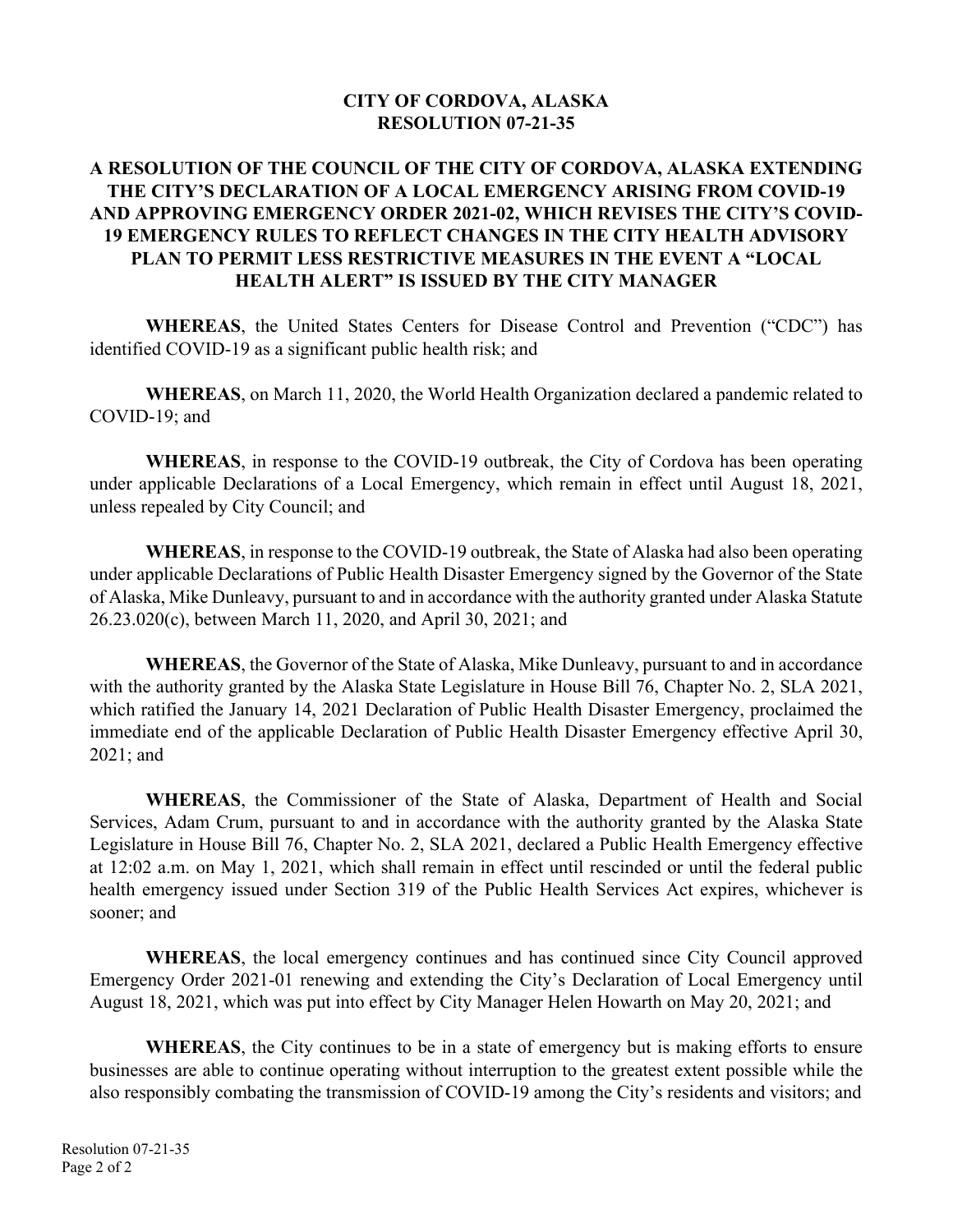# CITY OF CORDOVA, ALASKA
# RESOLUTION 07-21-35

## A RESOLUTION OF THE COUNCIL OF THE CITY OF CORDOVA, ALASKA EXTENDING THE CITY'S DECLARATION OF A LOCAL EMERGENCY ARISING FROM COVID-19 AND APPROVING EMERGENCY ORDER 2021-02, WHICH REVISES THE CITY'S COVID-19 EMERGENCY RULES TO REFLECT CHANGES IN THE CITY HEALTH ADVISORY PLAN TO PERMIT LESS RESTRICTIVE MEASURES IN THE EVENT A "LOCAL HEALTH ALERT" IS ISSUED BY THE CITY MANAGER

**WHEREAS**, the United States Centers for Disease Control and Prevention ("CDC") has identified COVID-19 as a significant public health risk; and

**WHEREAS**, on March 11, 2020, the World Health Organization declared a pandemic related to COVID-19; and

**WHEREAS**, in response to the COVID-19 outbreak, the City of Cordova has been operating under applicable Declarations of a Local Emergency, which remain in effect until August 18, 2021, unless repealed by City Council; and

**WHEREAS**, in response to the COVID-19 outbreak, the State of Alaska had also been operating under applicable Declarations of Public Health Disaster Emergency signed by the Governor of the State of Alaska, Mike Dunleavy, pursuant to and in accordance with the authority granted under Alaska Statute 26.23.020(c), between March 11, 2020, and April 30, 2021; and

**WHEREAS**, the Governor of the State of Alaska, Mike Dunleavy, pursuant to and in accordance with the authority granted by the Alaska State Legislature in House Bill 76, Chapter No. 2, SLA 2021, which ratified the January 14, 2021 Declaration of Public Health Disaster Emergency, proclaimed the immediate end of the applicable Declaration of Public Health Disaster Emergency effective April 30, 2021; and

**WHEREAS**, the Commissioner of the State of Alaska, Department of Health and Social Services, Adam Crum, pursuant to and in accordance with the authority granted by the Alaska State Legislature in House Bill 76, Chapter No. 2, SLA 2021, declared a Public Health Emergency effective at 12:02 a.m. on May 1, 2021, which shall remain in effect until rescinded or until the federal public health emergency issued under Section 319 of the Public Health Services Act expires, whichever is sooner; and

**WHEREAS**, the local emergency continues and has continued since City Council approved Emergency Order 2021-01 renewing and extending the City's Declaration of Local Emergency until August 18, 2021, which was put into effect by City Manager Helen Howarth on May 20, 2021; and

**WHEREAS**, the City continues to be in a state of emergency but is making efforts to ensure businesses are able to continue operating without interruption to the greatest extent possible while the also responsibly combating the transmission of COVID-19 among the City's residents and visitors; and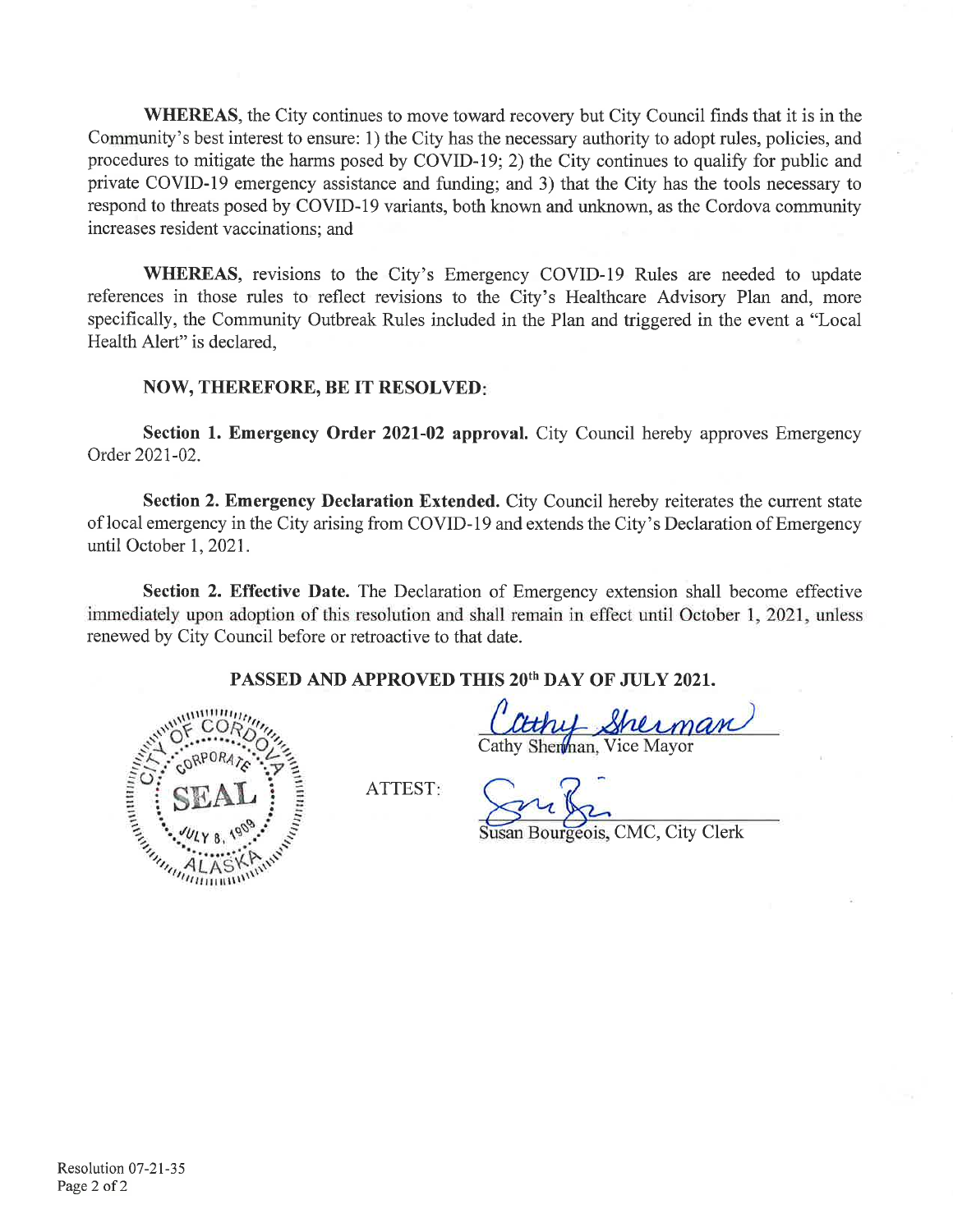**WHEREAS,** the City continues to move toward recovery but City Council finds that it is in the Community's best interest to ensure: 1) the City has the necessary authority to adopt rules, policies, and procedures to mitigate the harms posed by COVID-19; 2) the City continues to qualify for public and private COVID-19 emergency assistance and funding; and 3) that the City has the tools necessary to respond to threats posed by COVID-19 variants, both known and unknown, as the Cordova community increases resident vaccinations; and

**WHEREAS,** revisions to the City's Emergency COVID-19 Rules are needed to update references in those rules to reflect revisions to the City's Healthcare Advisory Plan and, more specifically, the Community Outbreak Rules included in the Plan and triggered in the event a "Local Health Alert" is declared,

**NOW, THEREFORE, BE IT RESOLVED:**

**Section 1. Emergency Order 2021-02 approval.** City Council hereby approves Emergency Order 2021-02.

**Section 2. Emergency Declaration Extended.** City Council hereby reiterates the current state of local emergency in the City arising from COVID-19 and extends the City's Declaration of Emergency until October 1, 2021.

**Section 2. Effective Date.** The Declaration of Emergency extension shall become effective immediately upon adoption of this resolution and shall remain in effect until October 1, 2021, unless renewed by City Council before or retroactive to that date.

**PASSED AND APPROVED THIS 20th DAY OF JULY 2021.**

CITY OF CORDOVA CORPORATE SEAL JULY 8, 1909 ALASKA

Cathy Sherman, Vice Mayor

ATTEST:

Susan Bourgeois, CMC, City Clerk

Resolution 07-21-35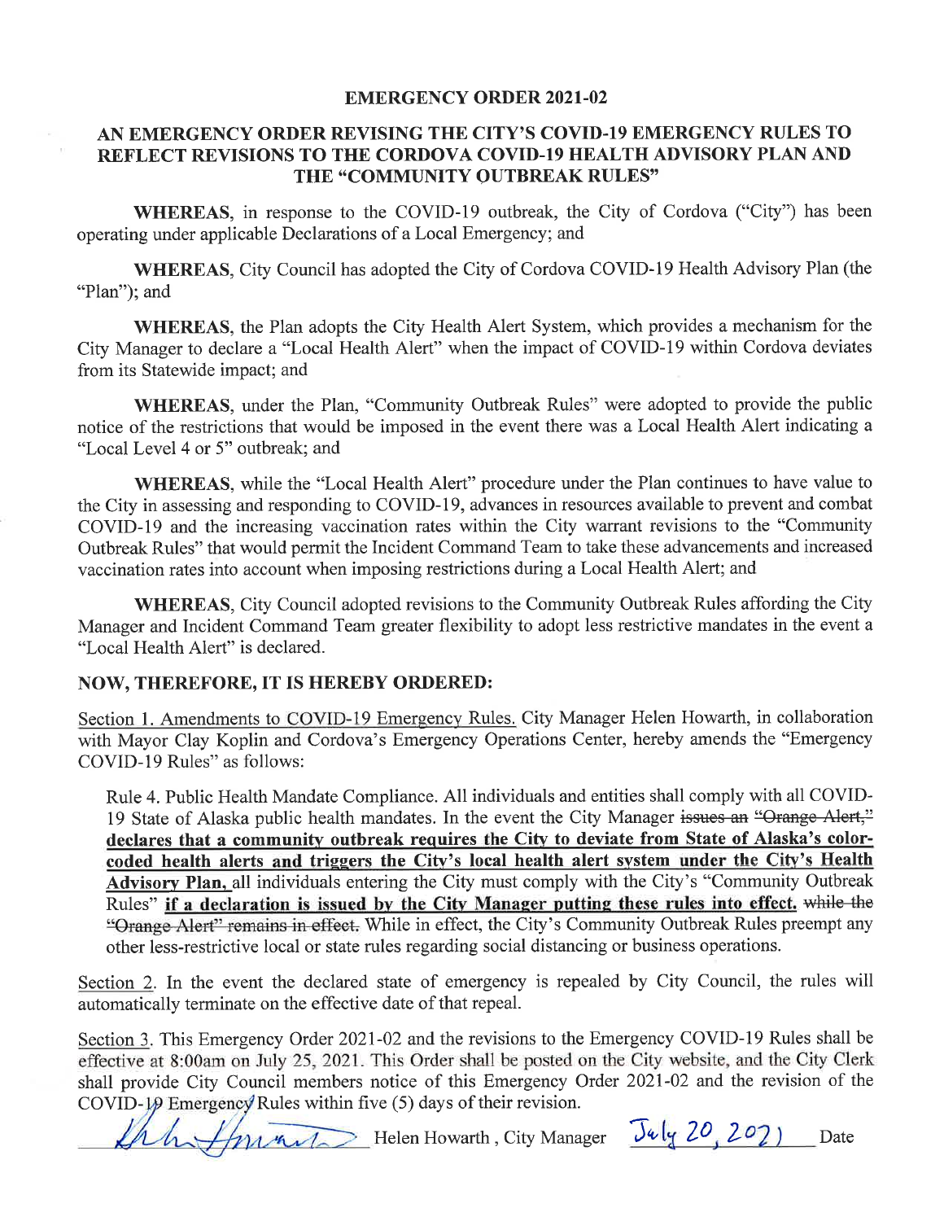**EMERGENCY ORDER 2021-02**

## AN EMERGENCY ORDER REVISING THE CITY'S COVID-19 EMERGENCY RULES TO REFLECT REVISIONS TO THE CORDOVA COVID-19 HEALTH ADVISORY PLAN AND THE "COMMUNITY OUTBREAK RULES"

**WHEREAS**, in response to the COVID-19 outbreak, the City of Cordova ("City") has been operating under applicable Declarations of a Local Emergency; and

**WHEREAS**, City Council has adopted the City of Cordova COVID-19 Health Advisory Plan (the "Plan"); and

**WHEREAS**, the Plan adopts the City Health Alert System, which provides a mechanism for the City Manager to declare a "Local Health Alert" when the impact of COVID-19 within Cordova deviates from its Statewide impact; and

**WHEREAS**, under the Plan, "Community Outbreak Rules" were adopted to provide the public notice of the restrictions that would be imposed in the event there was a Local Health Alert indicating a "Local Level 4 or 5" outbreak; and

**WHEREAS**, while the "Local Health Alert" procedure under the Plan continues to have value to the City in assessing and responding to COVID-19, advances in resources available to prevent and combat COVID-19 and the increasing vaccination rates within the City warrant revisions to the "Community Outbreak Rules" that would permit the Incident Command Team to take these advancements and increased vaccination rates into account when imposing restrictions during a Local Health Alert; and

**WHEREAS**, City Council adopted revisions to the Community Outbreak Rules affording the City Manager and Incident Command Team greater flexibility to adopt less restrictive mandates in the event a "Local Health Alert" is declared.

**NOW, THEREFORE, IT IS HEREBY ORDERED:**

Section 1. Amendments to COVID-19 Emergency Rules. City Manager Helen Howarth, in collaboration with Mayor Clay Koplin and Cordova's Emergency Operations Center, hereby amends the "Emergency COVID-19 Rules" as follows:

> Rule 4. Public Health Mandate Compliance. All individuals and entities shall comply with all COVID-19 State of Alaska public health mandates. In the event the City Manager ~~issues an "Orange Alert,"~~ **declares that a community outbreak requires the City to deviate from State of Alaska's color-coded health alerts and triggers the City's local health alert system under the City's Health Advisory Plan,** all individuals entering the City must comply with the City's "Community Outbreak Rules" **if a declaration is issued by the City Manager putting these rules into effect.** ~~while the "Orange Alert" remains in effect.~~ While in effect, the City's Community Outbreak Rules preempt any other less-restrictive local or state rules regarding social distancing or business operations.

Section 2. In the event the declared state of emergency is repealed by City Council, the rules will automatically terminate on the effective date of that repeal.

Section 3. This Emergency Order 2021-02 and the revisions to the Emergency COVID-19 Rules shall be effective at 8:00am on July 25, 2021. This Order shall be posted on the City website, and the City Clerk shall provide City Council members notice of this Emergency Order 2021-02 and the revision of the COVID-19 Emergency Rules within five (5) days of their revision.

[signature] Helen Howarth, City Manager    July 20, 2021 Date